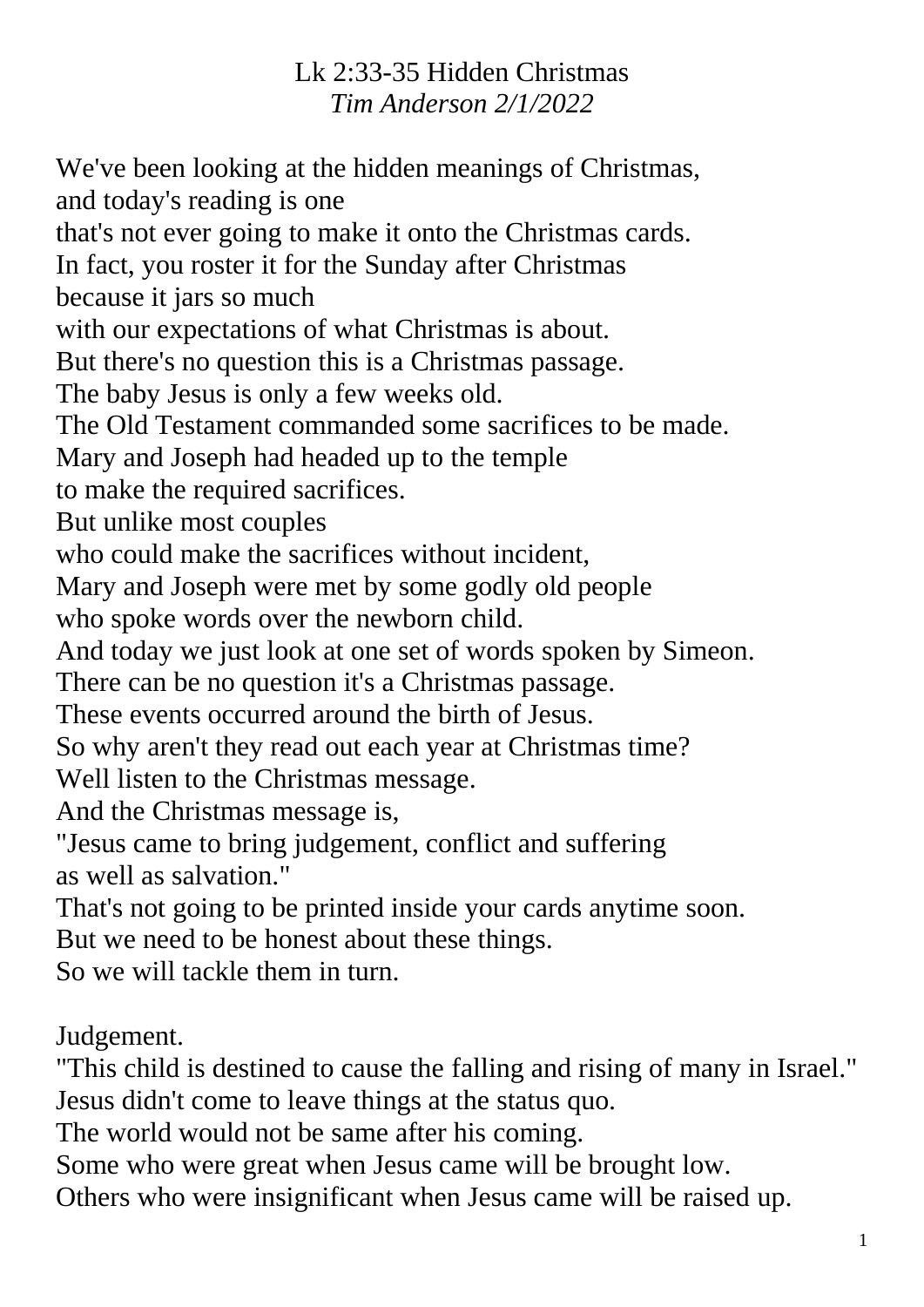# Lk 2:33-35 Hidden Christmas

*Tim Anderson 2/1/2022*

We've been looking at the hidden meanings of Christmas,
and today's reading is one
that's not ever going to make it onto the Christmas cards.
In fact, you roster it for the Sunday after Christmas
because it jars so much
with our expectations of what Christmas is about.
But there's no question this is a Christmas passage.
The baby Jesus is only a few weeks old.
The Old Testament commanded some sacrifices to be made.
Mary and Joseph had headed up to the temple
to make the required sacrifices.
But unlike most couples
who could make the sacrifices without incident,
Mary and Joseph were met by some godly old people
who spoke words over the newborn child.
And today we just look at one set of words spoken by Simeon.
There can be no question it's a Christmas passage.
These events occurred around the birth of Jesus.
So why aren't they read out each year at Christmas time?
Well listen to the Christmas message.
And the Christmas message is,
"Jesus came to bring judgement, conflict and suffering
as well as salvation."
That's not going to be printed inside your cards anytime soon.
But we need to be honest about these things.
So we will tackle them in turn.

Judgement.
"This child is destined to cause the falling and rising of many in Israel."
Jesus didn't come to leave things at the status quo.
The world would not be same after his coming.
Some who were great when Jesus came will be brought low.
Others who were insignificant when Jesus came will be raised up.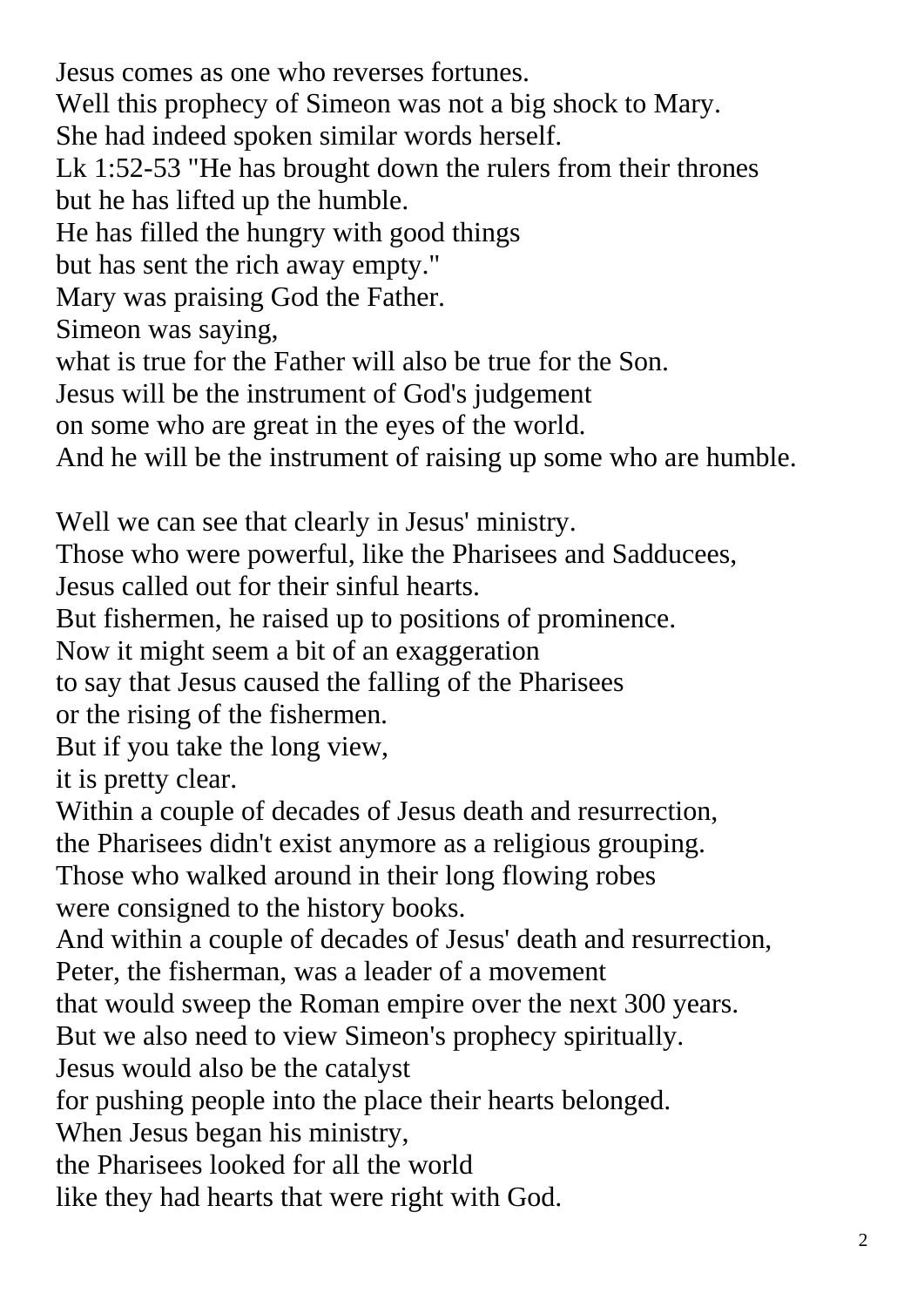Jesus comes as one who reverses fortunes.
Well this prophecy of Simeon was not a big shock to Mary.
She had indeed spoken similar words herself.
Lk 1:52-53 "He has brought down the rulers from their thrones
but he has lifted up the humble.
He has filled the hungry with good things
but has sent the rich away empty."
Mary was praising God the Father.
Simeon was saying,
what is true for the Father will also be true for the Son.
Jesus will be the instrument of God's judgement
on some who are great in the eyes of the world.
And he will be the instrument of raising up some who are humble.

Well we can see that clearly in Jesus' ministry.
Those who were powerful, like the Pharisees and Sadducees,
Jesus called out for their sinful hearts.
But fishermen, he raised up to positions of prominence.
Now it might seem a bit of an exaggeration
to say that Jesus caused the falling of the Pharisees
or the rising of the fishermen.
But if you take the long view,
it is pretty clear.
Within a couple of decades of Jesus death and resurrection,
the Pharisees didn't exist anymore as a religious grouping.
Those who walked around in their long flowing robes
were consigned to the history books.
And within a couple of decades of Jesus' death and resurrection,
Peter, the fisherman, was a leader of a movement
that would sweep the Roman empire over the next 300 years.
But we also need to view Simeon's prophecy spiritually.
Jesus would also be the catalyst
for pushing people into the place their hearts belonged.
When Jesus began his ministry,
the Pharisees looked for all the world
like they had hearts that were right with God.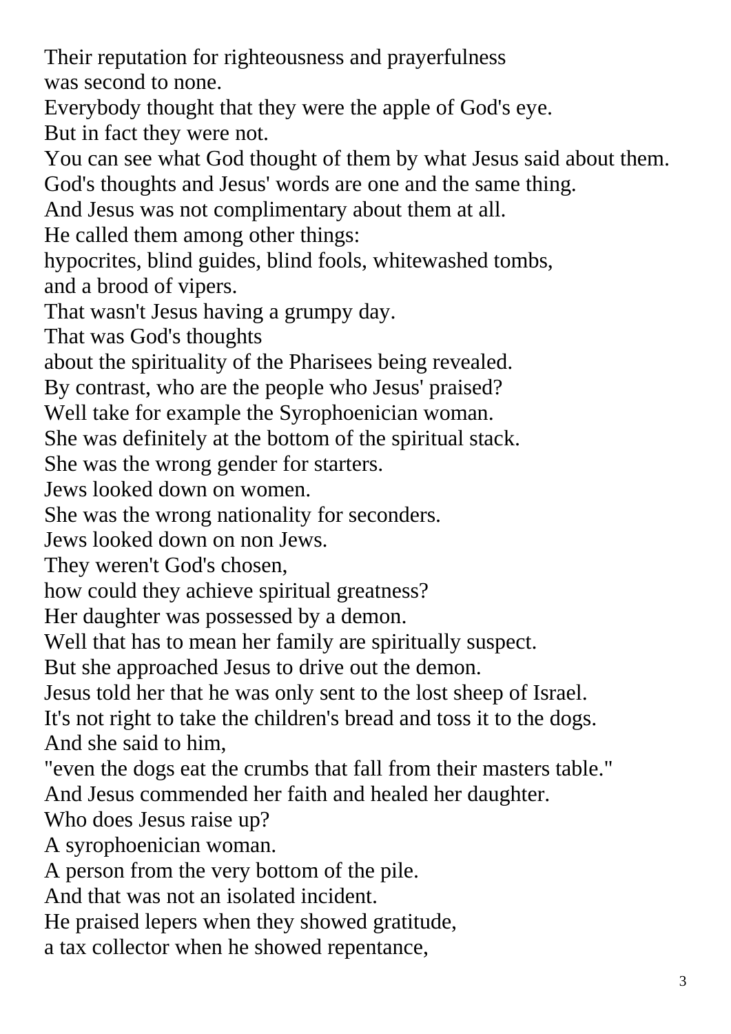Their reputation for righteousness and prayerfulness
was second to none.
Everybody thought that they were the apple of God's eye.
But in fact they were not.
You can see what God thought of them by what Jesus said about them.
God's thoughts and Jesus' words are one and the same thing.
And Jesus was not complimentary about them at all.
He called them among other things:
hypocrites, blind guides, blind fools, whitewashed tombs,
and a brood of vipers.
That wasn't Jesus having a grumpy day.
That was God's thoughts
about the spirituality of the Pharisees being revealed.
By contrast, who are the people who Jesus' praised?
Well take for example the Syrophoenician woman.
She was definitely at the bottom of the spiritual stack.
She was the wrong gender for starters.
Jews looked down on women.
She was the wrong nationality for seconders.
Jews looked down on non Jews.
They weren't God's chosen,
how could they achieve spiritual greatness?
Her daughter was possessed by a demon.
Well that has to mean her family are spiritually suspect.
But she approached Jesus to drive out the demon.
Jesus told her that he was only sent to the lost sheep of Israel.
It's not right to take the children's bread and toss it to the dogs.
And she said to him,
"even the dogs eat the crumbs that fall from their masters table."
And Jesus commended her faith and healed her daughter.
Who does Jesus raise up?
A syrophoenician woman.
A person from the very bottom of the pile.
And that was not an isolated incident.
He praised lepers when they showed gratitude,
a tax collector when he showed repentance,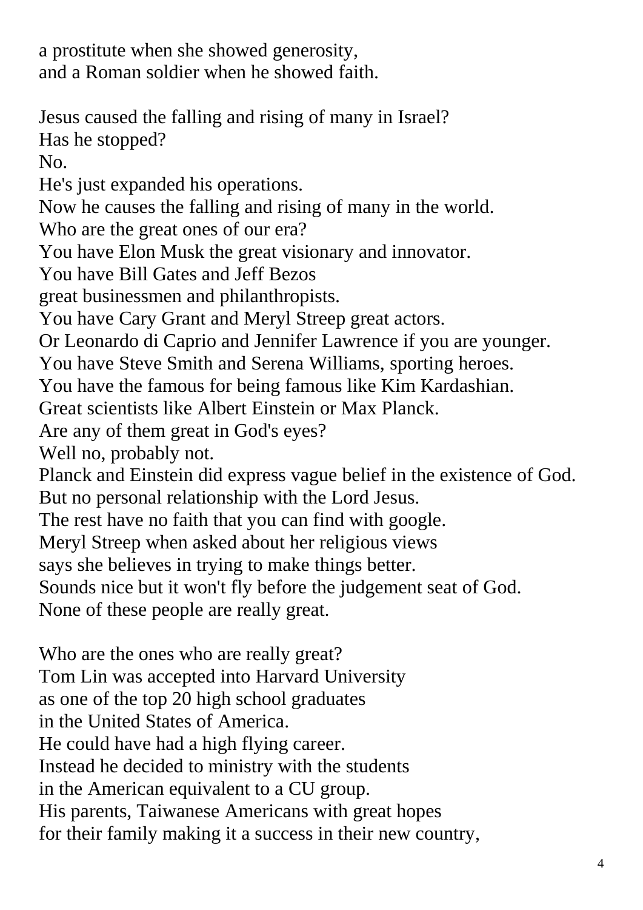a prostitute when she showed generosity,
and a Roman soldier when he showed faith.

Jesus caused the falling and rising of many in Israel?
Has he stopped?
No.
He's just expanded his operations.
Now he causes the falling and rising of many in the world.
Who are the great ones of our era?
You have Elon Musk the great visionary and innovator.
You have Bill Gates and Jeff Bezos
great businessmen and philanthropists.
You have Cary Grant and Meryl Streep great actors.
Or Leonardo di Caprio and Jennifer Lawrence if you are younger.
You have Steve Smith and Serena Williams, sporting heroes.
You have the famous for being famous like Kim Kardashian.
Great scientists like Albert Einstein or Max Planck.
Are any of them great in God's eyes?
Well no, probably not.
Planck and Einstein did express vague belief in the existence of God.
But no personal relationship with the Lord Jesus.
The rest have no faith that you can find with google.
Meryl Streep when asked about her religious views
says she believes in trying to make things better.
Sounds nice but it won't fly before the judgement seat of God.
None of these people are really great.

Who are the ones who are really great?
Tom Lin was accepted into Harvard University
as one of the top 20 high school graduates
in the United States of America.
He could have had a high flying career.
Instead he decided to ministry with the students
in the American equivalent to a CU group.
His parents, Taiwanese Americans with great hopes
for their family making it a success in their new country,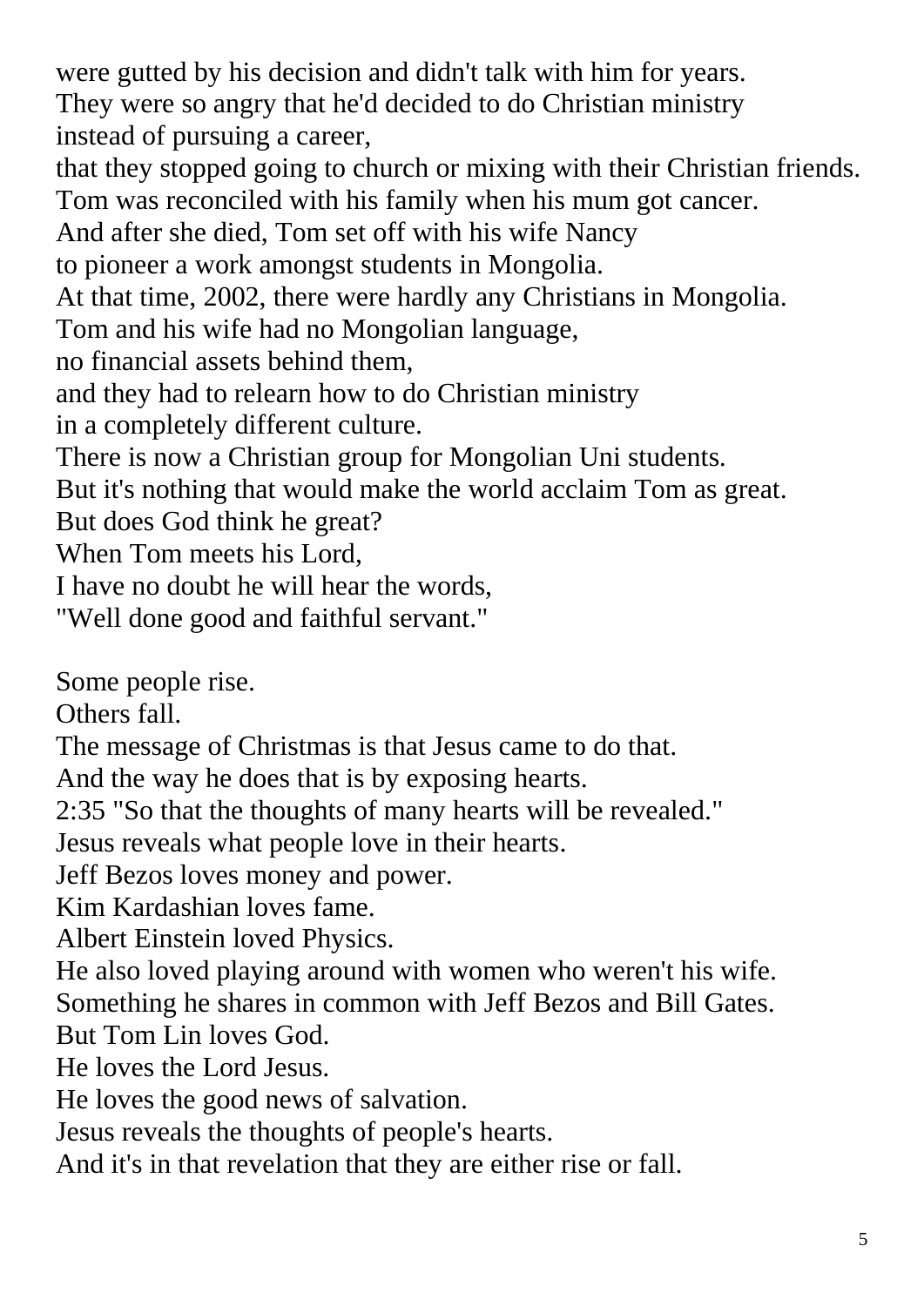were gutted by his decision and didn't talk with him for years.
They were so angry that he'd decided to do Christian ministry
instead of pursuing a career,
that they stopped going to church or mixing with their Christian friends.
Tom was reconciled with his family when his mum got cancer.
And after she died, Tom set off with his wife Nancy
to pioneer a work amongst students in Mongolia.
At that time, 2002, there were hardly any Christians in Mongolia.
Tom and his wife had no Mongolian language,
no financial assets behind them,
and they had to relearn how to do Christian ministry
in a completely different culture.
There is now a Christian group for Mongolian Uni students.
But it's nothing that would make the world acclaim Tom as great.
But does God think he great?
When Tom meets his Lord,
I have no doubt he will hear the words,
"Well done good and faithful servant."

Some people rise.
Others fall.
The message of Christmas is that Jesus came to do that.
And the way he does that is by exposing hearts.
2:35 "So that the thoughts of many hearts will be revealed."
Jesus reveals what people love in their hearts.
Jeff Bezos loves money and power.
Kim Kardashian loves fame.
Albert Einstein loved Physics.
He also loved playing around with women who weren't his wife.
Something he shares in common with Jeff Bezos and Bill Gates.
But Tom Lin loves God.
He loves the Lord Jesus.
He loves the good news of salvation.
Jesus reveals the thoughts of people's hearts.
And it's in that revelation that they are either rise or fall.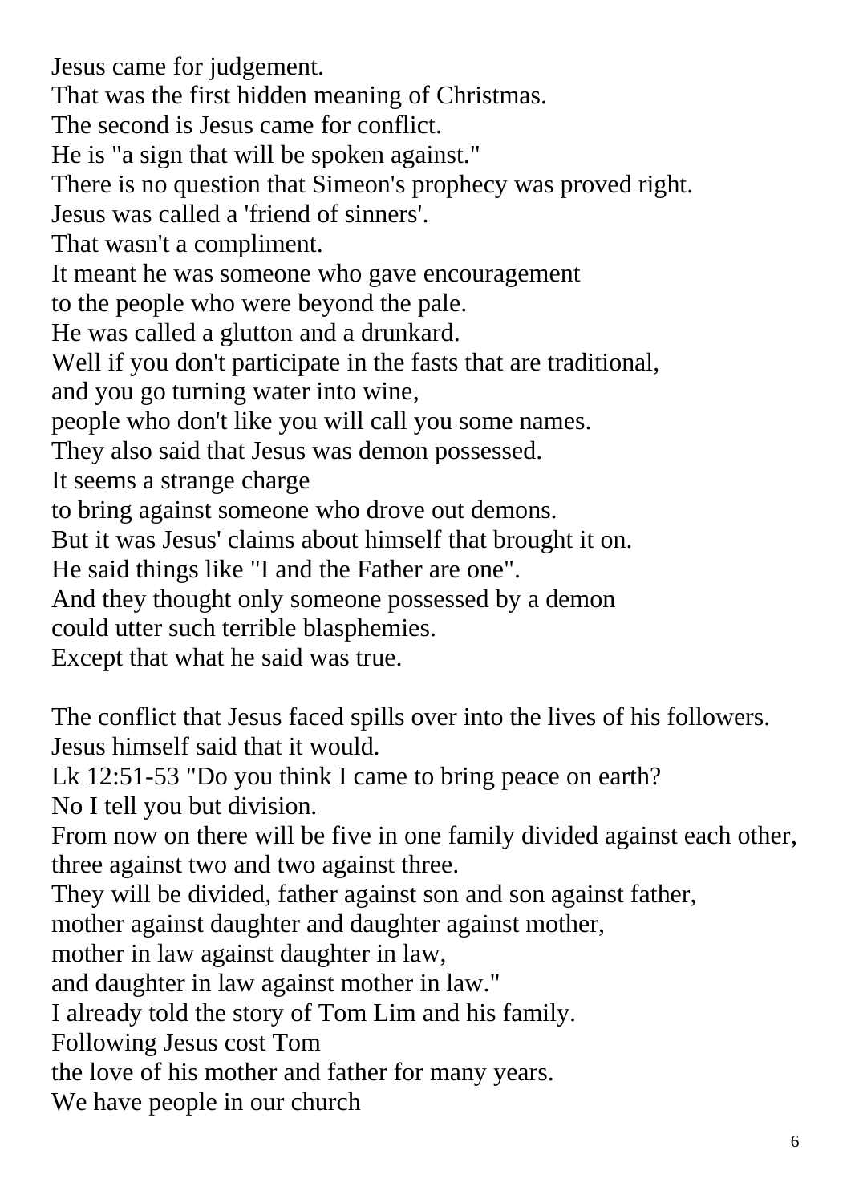Jesus came for judgement.
That was the first hidden meaning of Christmas.
The second is Jesus came for conflict.
He is "a sign that will be spoken against."
There is no question that Simeon's prophecy was proved right.
Jesus was called a 'friend of sinners'.
That wasn't a compliment.
It meant he was someone who gave encouragement
to the people who were beyond the pale.
He was called a glutton and a drunkard.
Well if you don't participate in the fasts that are traditional,
and you go turning water into wine,
people who don't like you will call you some names.
They also said that Jesus was demon possessed.
It seems a strange charge
to bring against someone who drove out demons.
But it was Jesus' claims about himself that brought it on.
He said things like "I and the Father are one".
And they thought only someone possessed by a demon
could utter such terrible blasphemies.
Except that what he said was true.

The conflict that Jesus faced spills over into the lives of his followers.
Jesus himself said that it would.
Lk 12:51-53 "Do you think I came to bring peace on earth?
No I tell you but division.
From now on there will be five in one family divided against each other,
three against two and two against three.
They will be divided, father against son and son against father,
mother against daughter and daughter against mother,
mother in law against daughter in law,
and daughter in law against mother in law."
I already told the story of Tom Lim and his family.
Following Jesus cost Tom
the love of his mother and father for many years.
We have people in our church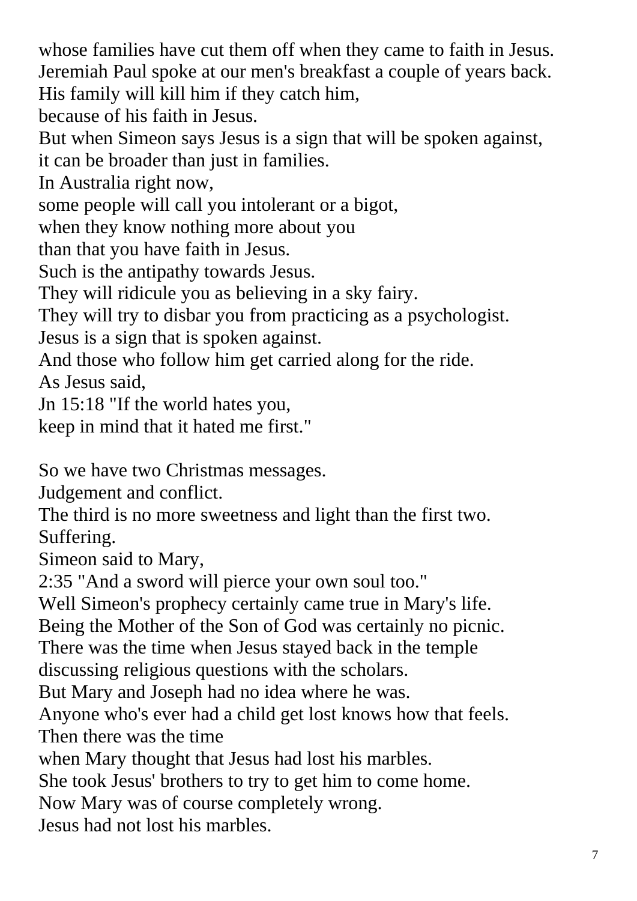whose families have cut them off when they came to faith in Jesus.
Jeremiah Paul spoke at our men's breakfast a couple of years back.
His family will kill him if they catch him,
because of his faith in Jesus.
But when Simeon says Jesus is a sign that will be spoken against,
it can be broader than just in families.
In Australia right now,
some people will call you intolerant or a bigot,
when they know nothing more about you
than that you have faith in Jesus.
Such is the antipathy towards Jesus.
They will ridicule you as believing in a sky fairy.
They will try to disbar you from practicing as a psychologist.
Jesus is a sign that is spoken against.
And those who follow him get carried along for the ride.
As Jesus said,
Jn 15:18 "If the world hates you,
keep in mind that it hated me first."

So we have two Christmas messages.
Judgement and conflict.
The third is no more sweetness and light than the first two.
Suffering.
Simeon said to Mary,
2:35 "And a sword will pierce your own soul too."
Well Simeon's prophecy certainly came true in Mary's life.
Being the Mother of the Son of God was certainly no picnic.
There was the time when Jesus stayed back in the temple
discussing religious questions with the scholars.
But Mary and Joseph had no idea where he was.
Anyone who's ever had a child get lost knows how that feels.
Then there was the time
when Mary thought that Jesus had lost his marbles.
She took Jesus' brothers to try to get him to come home.
Now Mary was of course completely wrong.
Jesus had not lost his marbles.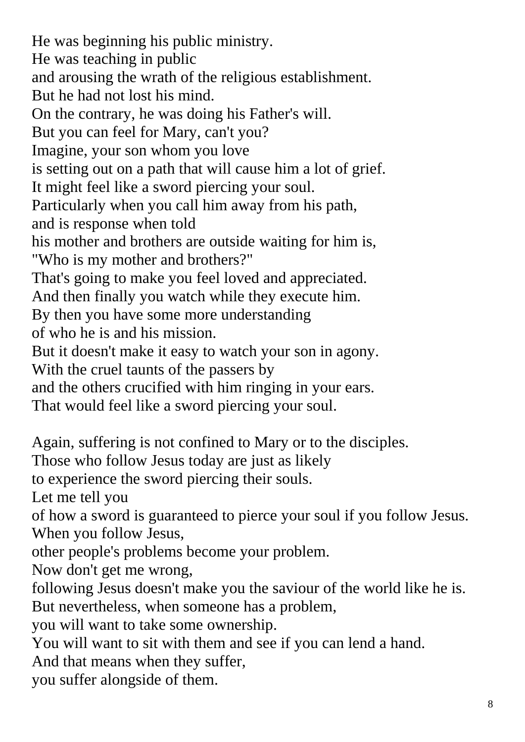He was beginning his public ministry.
He was teaching in public
and arousing the wrath of the religious establishment.
But he had not lost his mind.
On the contrary, he was doing his Father's will.
But you can feel for Mary, can't you?
Imagine, your son whom you love
is setting out on a path that will cause him a lot of grief.
It might feel like a sword piercing your soul.
Particularly when you call him away from his path,
and is response when told
his mother and brothers are outside waiting for him is,
"Who is my mother and brothers?"
That's going to make you feel loved and appreciated.
And then finally you watch while they execute him.
By then you have some more understanding
of who he is and his mission.
But it doesn't make it easy to watch your son in agony.
With the cruel taunts of the passers by
and the others crucified with him ringing in your ears.
That would feel like a sword piercing your soul.

Again, suffering is not confined to Mary or to the disciples.
Those who follow Jesus today are just as likely
to experience the sword piercing their souls.
Let me tell you
of how a sword is guaranteed to pierce your soul if you follow Jesus.
When you follow Jesus,
other people's problems become your problem.
Now don't get me wrong,
following Jesus doesn't make you the saviour of the world like he is.
But nevertheless, when someone has a problem,
you will want to take some ownership.
You will want to sit with them and see if you can lend a hand.
And that means when they suffer,
you suffer alongside of them.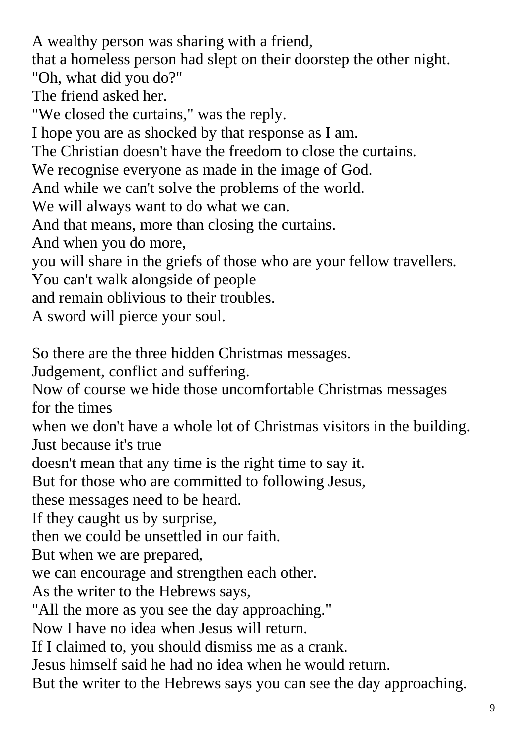A wealthy person was sharing with a friend,
that a homeless person had slept on their doorstep the other night.
"Oh, what did you do?"
The friend asked her.
"We closed the curtains," was the reply.
I hope you are as shocked by that response as I am.
The Christian doesn't have the freedom to close the curtains.
We recognise everyone as made in the image of God.
And while we can't solve the problems of the world.
We will always want to do what we can.
And that means, more than closing the curtains.
And when you do more,
you will share in the griefs of those who are your fellow travellers.
You can't walk alongside of people
and remain oblivious to their troubles.
A sword will pierce your soul.

So there are the three hidden Christmas messages.
Judgement, conflict and suffering.
Now of course we hide those uncomfortable Christmas messages for the times
when we don't have a whole lot of Christmas visitors in the building.
Just because it's true
doesn't mean that any time is the right time to say it.
But for those who are committed to following Jesus,
these messages need to be heard.
If they caught us by surprise,
then we could be unsettled in our faith.
But when we are prepared,
we can encourage and strengthen each other.
As the writer to the Hebrews says,
"All the more as you see the day approaching."
Now I have no idea when Jesus will return.
If I claimed to, you should dismiss me as a crank.
Jesus himself said he had no idea when he would return.
But the writer to the Hebrews says you can see the day approaching.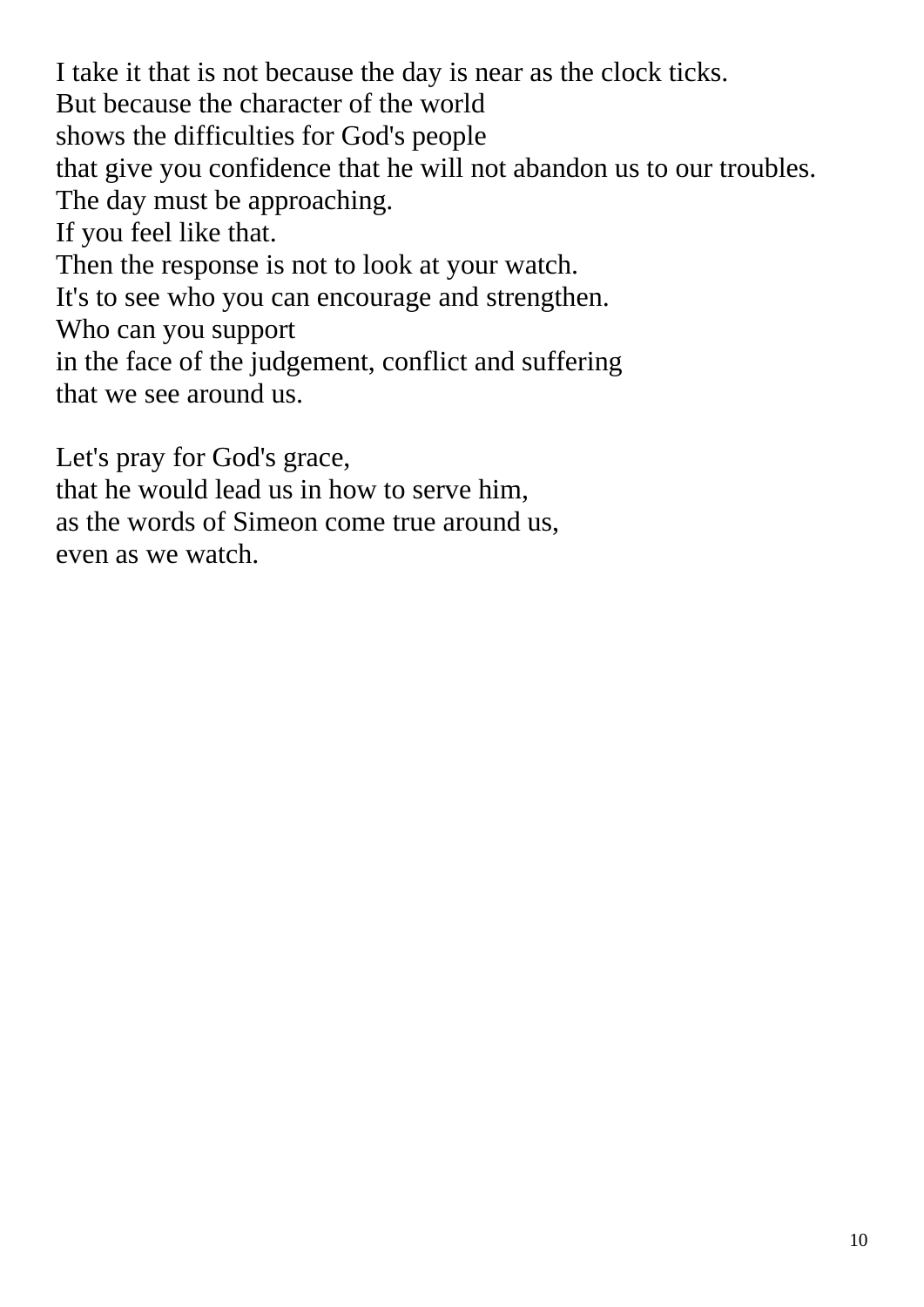I take it that is not because the day is near as the clock ticks.
But because the character of the world
shows the difficulties for God's people
that give you confidence that he will not abandon us to our troubles.
The day must be approaching.
If you feel like that.
Then the response is not to look at your watch.
It's to see who you can encourage and strengthen.
Who can you support
in the face of the judgement, conflict and suffering
that we see around us.

Let's pray for God's grace,
that he would lead us in how to serve him,
as the words of Simeon come true around us,
even as we watch.